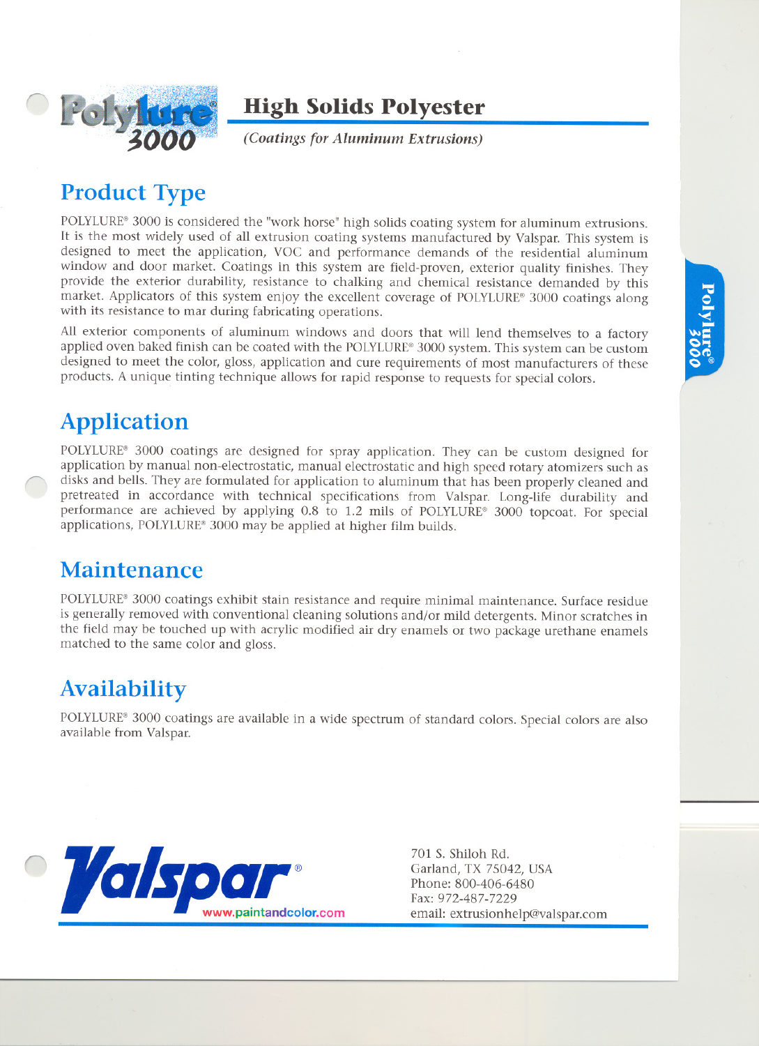# Polylure® 3000

## High Solids Polyester

*(Coatings for Aluminum Extrusions)*

## Product Type

POLYLURE® 3000 is considered the "work horse" high solids coating system for aluminum extrusions. It is the most widely used of all extrusion coating systems manufactured by Valspar. This system is designed to meet the application, VOC and performance demands of the residential aluminum window and door market. Coatings in this system are field-proven, exterior quality finishes. They provide the exterior durability, resistance to chalking and chemical resistance demanded by this market. Applicators of this system enjoy the excellent coverage of POLYLURE® 3000 coatings along with its resistance to mar during fabricating operations.

All exterior components of aluminum windows and doors that will lend themselves to a factory applied oven baked finish can be coated with the POLYLURE® 3000 system. This system can be custom designed to meet the color, gloss, application and cure requirements of most manufacturers of these products. A unique tinting technique allows for rapid response to requests for special colors.

## Application

POLYLURE® 3000 coatings are designed for spray application. They can be custom designed for application by manual non-electrostatic, manual electrostatic and high speed rotary atomizers such as disks and bells. They are formulated for application to aluminum that has been properly cleaned and pretreated in accordance with technical specifications from Valspar. Long-life durability and performance are achieved by applying 0.8 to 1.2 mils of POLYLURE® 3000 topcoat. For special applications, POLYLURE® 3000 may be applied at higher film builds.

## Maintenance

POLYLURE® 3000 coatings exhibit stain resistance and require minimal maintenance. Surface residue is generally removed with conventional cleaning solutions and/or mild detergents. Minor scratches in the field may be touched up with acrylic modified air dry enamels or two package urethane enamels matched to the same color and gloss.

## Availability

POLYLURE® 3000 coatings are available in a wide spectrum of standard colors. Special colors are also available from Valspar.

Valspar®
www.paintandcolor.com

701 S. Shiloh Rd.
Garland, TX 75042, USA
Phone: 800-406-6480
Fax: 972-487-7229
email: extrusionhelp@valspar.com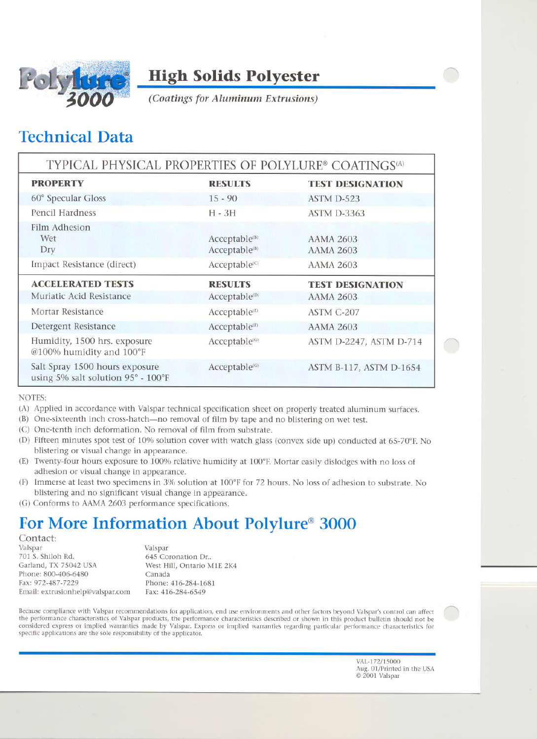# Polylure 3000

## High Solids Polyester

*(Coatings for Aluminum Extrusions)*

## Technical Data

| TYPICAL PHYSICAL PROPERTIES OF POLYLURE® COATINGS[A] | | |
|---|---|---|
| **PROPERTY** | **RESULTS** | **TEST DESIGNATION** |
| 60° Specular Gloss | 15 - 90 | ASTM D-523 |
| Pencil Hardness | H - 3H | ASTM D-3363 |
| Film Adhesion | | |
| Wet | Acceptable[B] | AAMA 2603 |
| Dry | Acceptable[B] | AAMA 2603 |
| Impact Resistance (direct) | Acceptable[C] | AAMA 2603 |
| **ACCELERATED TESTS** | **RESULTS** | **TEST DESIGNATION** |
| Muriatic Acid Resistance | Acceptable[D] | AAMA 2603 |
| Mortar Resistance | Acceptable[E] | ASTM C-207 |
| Detergent Resistance | Acceptable[F] | AAMA 2603 |
| Humidity, 1500 hrs. exposure @100% humidity and 100°F | Acceptable[G] | ASTM D-2247, ASTM D-714 |
| Salt Spray 1500 hours exposure using 5% salt solution 95° - 100°F | Acceptable[G] | ASTM B-117, ASTM D-1654 |

NOTES:

(A) Applied in accordance with Valspar technical specification sheet on properly treated aluminum surfaces.

(B) One-sixteenth inch cross-hatch—no removal of film by tape and no blistering on wet test.

(C) One-tenth inch deformation. No removal of film from substrate.

(D) Fifteen minutes spot test of 10% solution cover with watch glass (convex side up) conducted at 65-70°F. No blistering or visual change in appearance.

(E) Twenty-four hours exposure to 100% relative humidity at 100°F. Mortar easily dislodges with no loss of adhesion or visual change in appearance.

(F) Immerse at least two specimens in 3% solution at 100°F for 72 hours. No loss of adhesion to substrate. No blistering and no significant visual change in appearance.

(G) Conforms to AAMA 2603 performance specifications.

## For More Information About Polylure® 3000

Contact:

Valspar
701 S. Shiloh Rd.
Garland, TX 75042 USA
Phone: 800-406-6480
Fax: 972-487-7229
Email: extrusionhelp@valspar.com

Valspar
645 Coronation Dr..
West Hill, Ontario M1E 2K4
Canada
Phone: 416-284-1681
Fax: 416-284-6549

Because compliance with Valspar recommendations for application, end use environments and other factors beyond Valspar's control can affect the performance characteristics of Valspar products, the performance characteristics described or shown in this product bulletin should not be considered express or implied warranties made by Valspar. Express or implied warranties regarding particular performance characteristics for specific applications are the sole responsibility of the applicator.

VAL-172/15000
Aug. 01/Printed in the USA
© 2001 Valspar